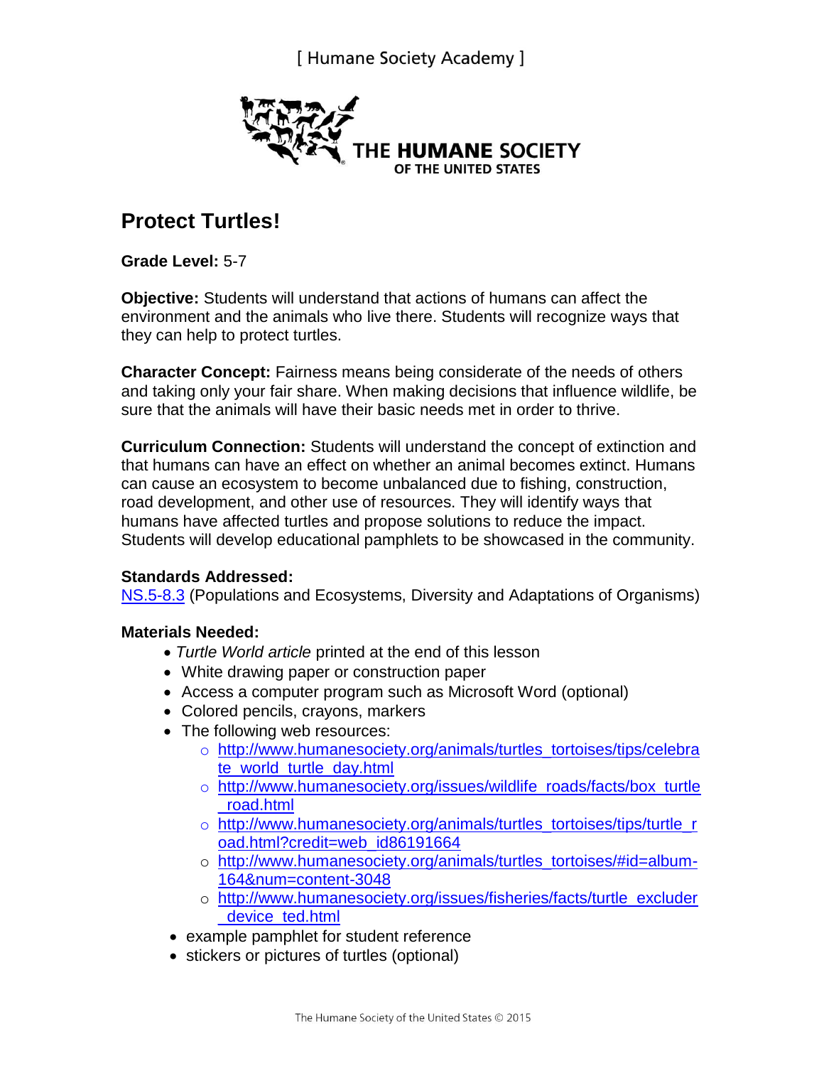[ Humane Society Academy ]

THE HUMANE SOCIETY OF THE UNITED STATES

# Protect Turtles!

**Grade Level:** 5-7

**Objective:** Students will understand that actions of humans can affect the environment and the animals who live there. Students will recognize ways that they can help to protect turtles.

**Character Concept:** Fairness means being considerate of the needs of others and taking only your fair share. When making decisions that influence wildlife, be sure that the animals will have their basic needs met in order to thrive.

**Curriculum Connection:** Students will understand the concept of extinction and that humans can have an effect on whether an animal becomes extinct. Humans can cause an ecosystem to become unbalanced due to fishing, construction, road development, and other use of resources. They will identify ways that humans have affected turtles and propose solutions to reduce the impact. Students will develop educational pamphlets to be showcased in the community.

**Standards Addressed:**
NS.5-8.3 (Populations and Ecosystems, Diversity and Adaptations of Organisms)

**Materials Needed:**

- *Turtle World article* printed at the end of this lesson
- White drawing paper or construction paper
- Access a computer program such as Microsoft Word (optional)
- Colored pencils, crayons, markers
- The following web resources:
  - http://www.humanesociety.org/animals/turtles_tortoises/tips/celebrate_world_turtle_day.html
  - http://www.humanesociety.org/issues/wildlife_roads/facts/box_turtle_road.html
  - http://www.humanesociety.org/animals/turtles_tortoises/tips/turtle_road.html?credit=web_id86191664
  - http://www.humanesociety.org/animals/turtles_tortoises/#id=album-164&num=content-3048
  - http://www.humanesociety.org/issues/fisheries/facts/turtle_excluder_device_ted.html
- example pamphlet for student reference
- stickers or pictures of turtles (optional)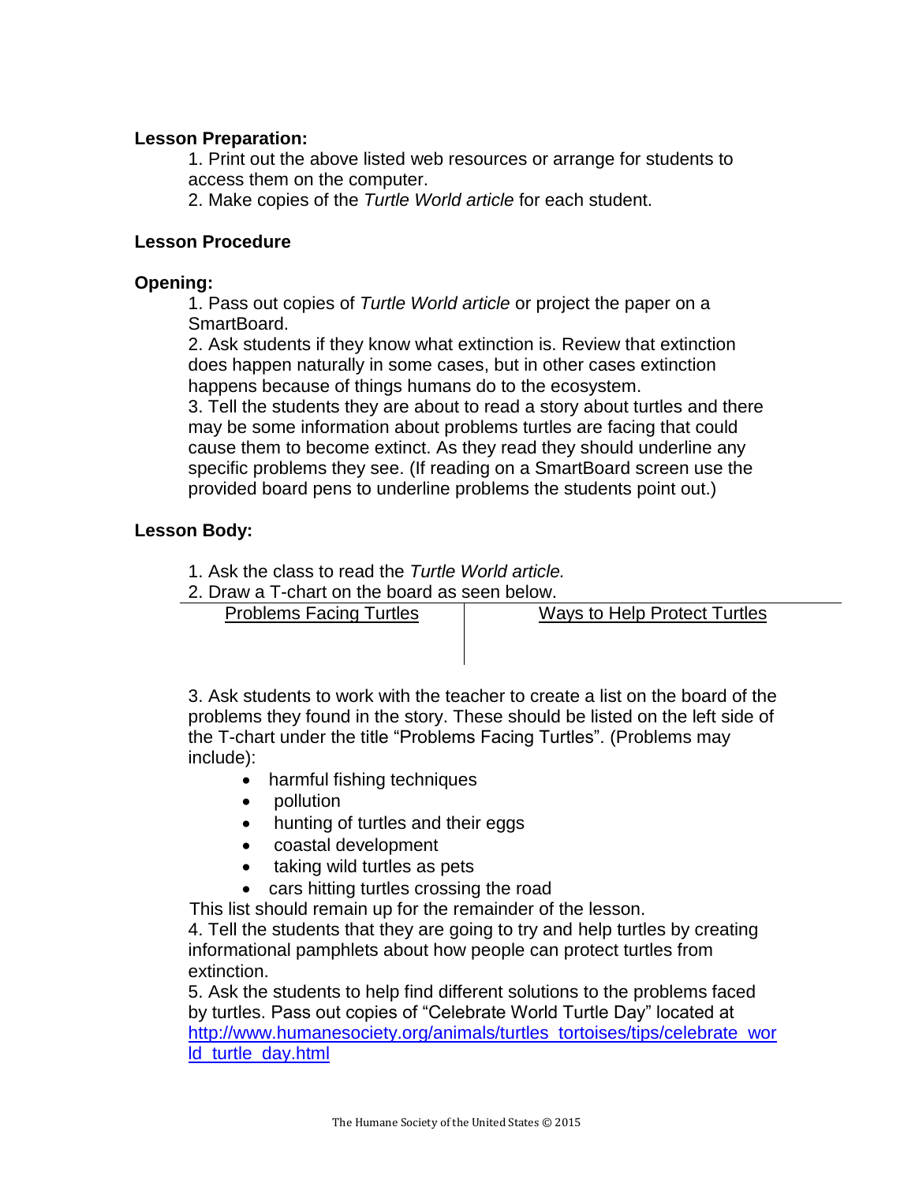**Lesson Preparation:**

1. Print out the above listed web resources or arrange for students to access them on the computer.
2. Make copies of the *Turtle World article* for each student.

**Lesson Procedure**

**Opening:**

1. Pass out copies of *Turtle World article* or project the paper on a SmartBoard.
2. Ask students if they know what extinction is. Review that extinction does happen naturally in some cases, but in other cases extinction happens because of things humans do to the ecosystem.
3. Tell the students they are about to read a story about turtles and there may be some information about problems turtles are facing that could cause them to become extinct. As they read they should underline any specific problems they see. (If reading on a SmartBoard screen use the provided board pens to underline problems the students point out.)

**Lesson Body:**

1. Ask the class to read the *Turtle World article.*
2. Draw a T-chart on the board as seen below.

| Problems Facing Turtles | Ways to Help Protect Turtles |
| --- | --- |
| | |

3. Ask students to work with the teacher to create a list on the board of the problems they found in the story. These should be listed on the left side of the T-chart under the title "Problems Facing Turtles". (Problems may include):
    - harmful fishing techniques
    - pollution
    - hunting of turtles and their eggs
    - coastal development
    - taking wild turtles as pets
    - cars hitting turtles crossing the road

This list should remain up for the remainder of the lesson.

4. Tell the students that they are going to try and help turtles by creating informational pamphlets about how people can protect turtles from extinction.
5. Ask the students to help find different solutions to the problems faced by turtles. Pass out copies of "Celebrate World Turtle Day" located at http://www.humanesociety.org/animals/turtles_tortoises/tips/celebrate_world_turtle_day.html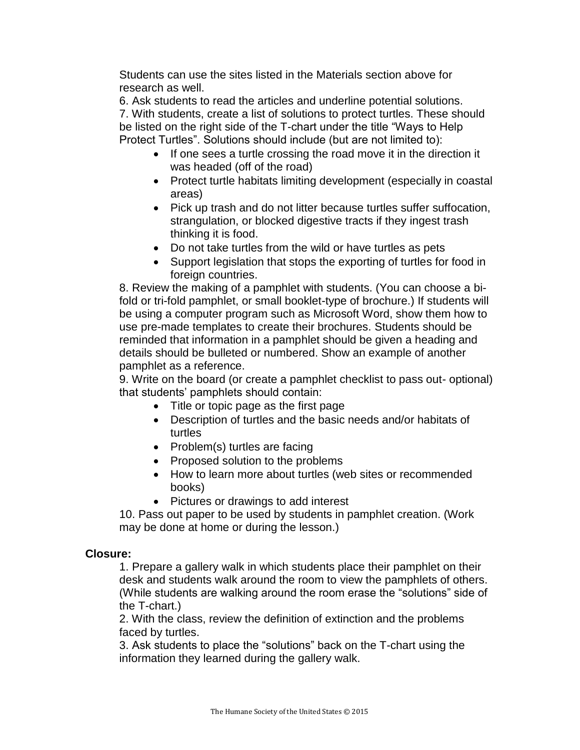Students can use the sites listed in the Materials section above for research as well.

6. Ask students to read the articles and underline potential solutions.

7. With students, create a list of solutions to protect turtles. These should be listed on the right side of the T-chart under the title "Ways to Help Protect Turtles". Solutions should include (but are not limited to):

- If one sees a turtle crossing the road move it in the direction it was headed (off of the road)
- Protect turtle habitats limiting development (especially in coastal areas)
- Pick up trash and do not litter because turtles suffer suffocation, strangulation, or blocked digestive tracts if they ingest trash thinking it is food.
- Do not take turtles from the wild or have turtles as pets
- Support legislation that stops the exporting of turtles for food in foreign countries.

8. Review the making of a pamphlet with students. (You can choose a bi-fold or tri-fold pamphlet, or small booklet-type of brochure.) If students will be using a computer program such as Microsoft Word, show them how to use pre-made templates to create their brochures. Students should be reminded that information in a pamphlet should be given a heading and details should be bulleted or numbered. Show an example of another pamphlet as a reference.

9. Write on the board (or create a pamphlet checklist to pass out- optional) that students' pamphlets should contain:

- Title or topic page as the first page
- Description of turtles and the basic needs and/or habitats of turtles
- Problem(s) turtles are facing
- Proposed solution to the problems
- How to learn more about turtles (web sites or recommended books)
- Pictures or drawings to add interest

10. Pass out paper to be used by students in pamphlet creation. (Work may be done at home or during the lesson.)

**Closure:**

1. Prepare a gallery walk in which students place their pamphlet on their desk and students walk around the room to view the pamphlets of others. (While students are walking around the room erase the "solutions" side of the T-chart.)

2. With the class, review the definition of extinction and the problems faced by turtles.

3. Ask students to place the "solutions" back on the T-chart using the information they learned during the gallery walk.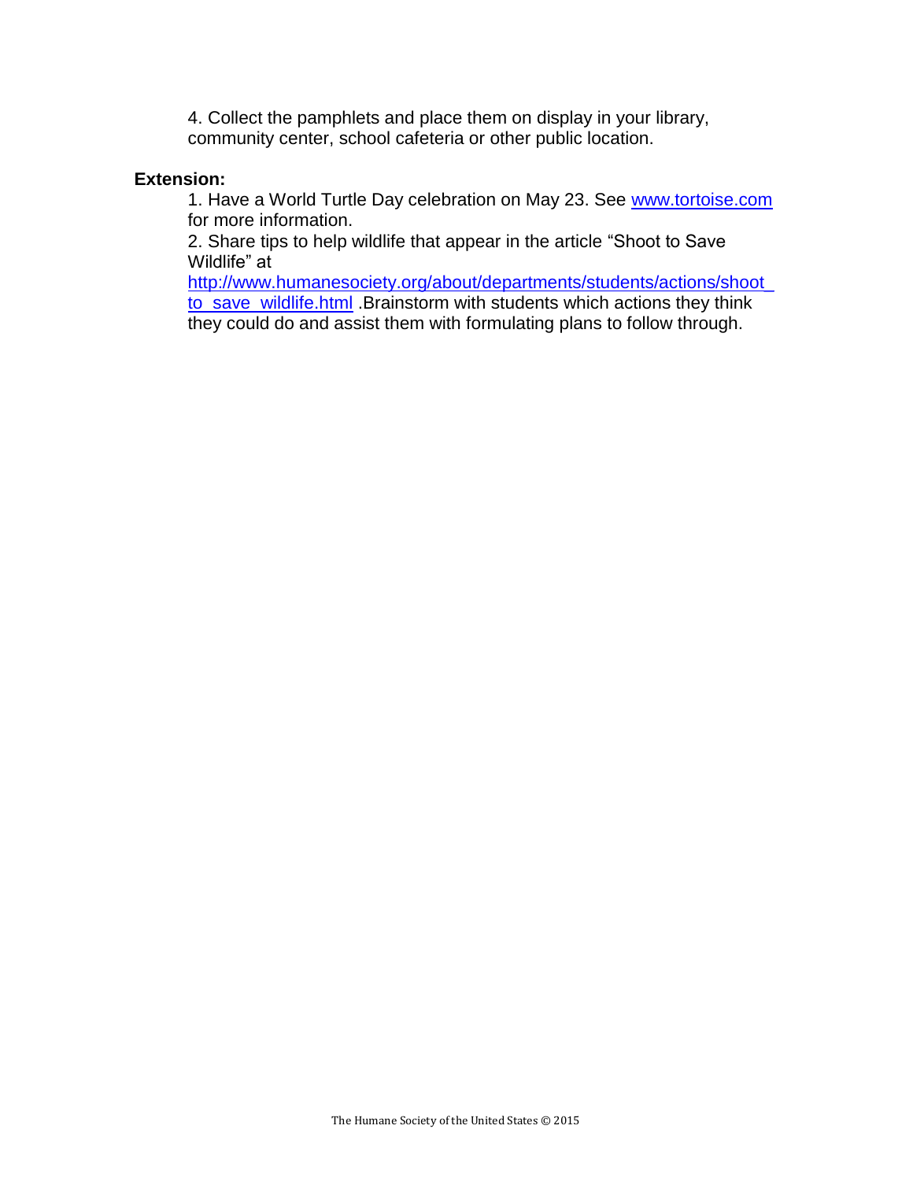4. Collect the pamphlets and place them on display in your library, community center, school cafeteria or other public location.

**Extension:**

1. Have a World Turtle Day celebration on May 23. See www.tortoise.com for more information.
2. Share tips to help wildlife that appear in the article "Shoot to Save Wildlife" at http://www.humanesociety.org/about/departments/students/actions/shoot_to_save_wildlife.html .Brainstorm with students which actions they think they could do and assist them with formulating plans to follow through.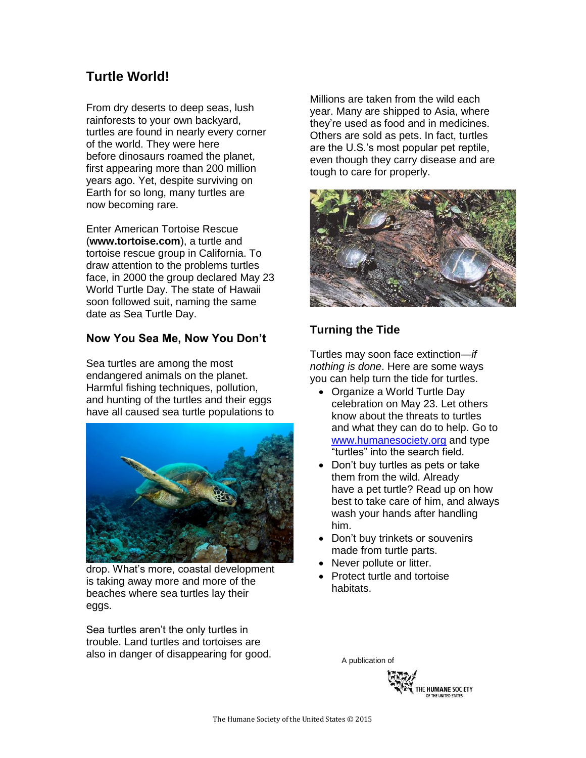## Turtle World!

From dry deserts to deep seas, lush rainforests to your own backyard, turtles are found in nearly every corner of the world. They were here before dinosaurs roamed the planet, first appearing more than 200 million years ago. Yet, despite surviving on Earth for so long, many turtles are now becoming rare.

Enter American Tortoise Rescue (**www.tortoise.com**), a turtle and tortoise rescue group in California. To draw attention to the problems turtles face, in 2000 the group declared May 23 World Turtle Day. The state of Hawaii soon followed suit, naming the same date as Sea Turtle Day.

### Now You Sea Me, Now You Don't

Sea turtles are among the most endangered animals on the planet. Harmful fishing techniques, pollution, and hunting of the turtles and their eggs have all caused sea turtle populations to drop. What's more, coastal development is taking away more and more of the beaches where sea turtles lay their eggs.

Sea turtles aren't the only turtles in trouble. Land turtles and tortoises are also in danger of disappearing for good. Millions are taken from the wild each year. Many are shipped to Asia, where they're used as food and in medicines. Others are sold as pets. In fact, turtles are the U.S.'s most popular pet reptile, even though they carry disease and are tough to care for properly.

### Turning the Tide

Turtles may soon face extinction—*if nothing is done*. Here are some ways you can help turn the tide for turtles.

- Organize a World Turtle Day celebration on May 23. Let others know about the threats to turtles and what they can do to help. Go to www.humanesociety.org and type "turtles" into the search field.
- Don't buy turtles as pets or take them from the wild. Already have a pet turtle? Read up on how best to take care of him, and always wash your hands after handling him.
- Don't buy trinkets or souvenirs made from turtle parts.
- Never pollute or litter.
- Protect turtle and tortoise habitats.

A publication of

THE HUMANE SOCIETY OF THE UNITED STATES

The Humane Society of the United States © 2015